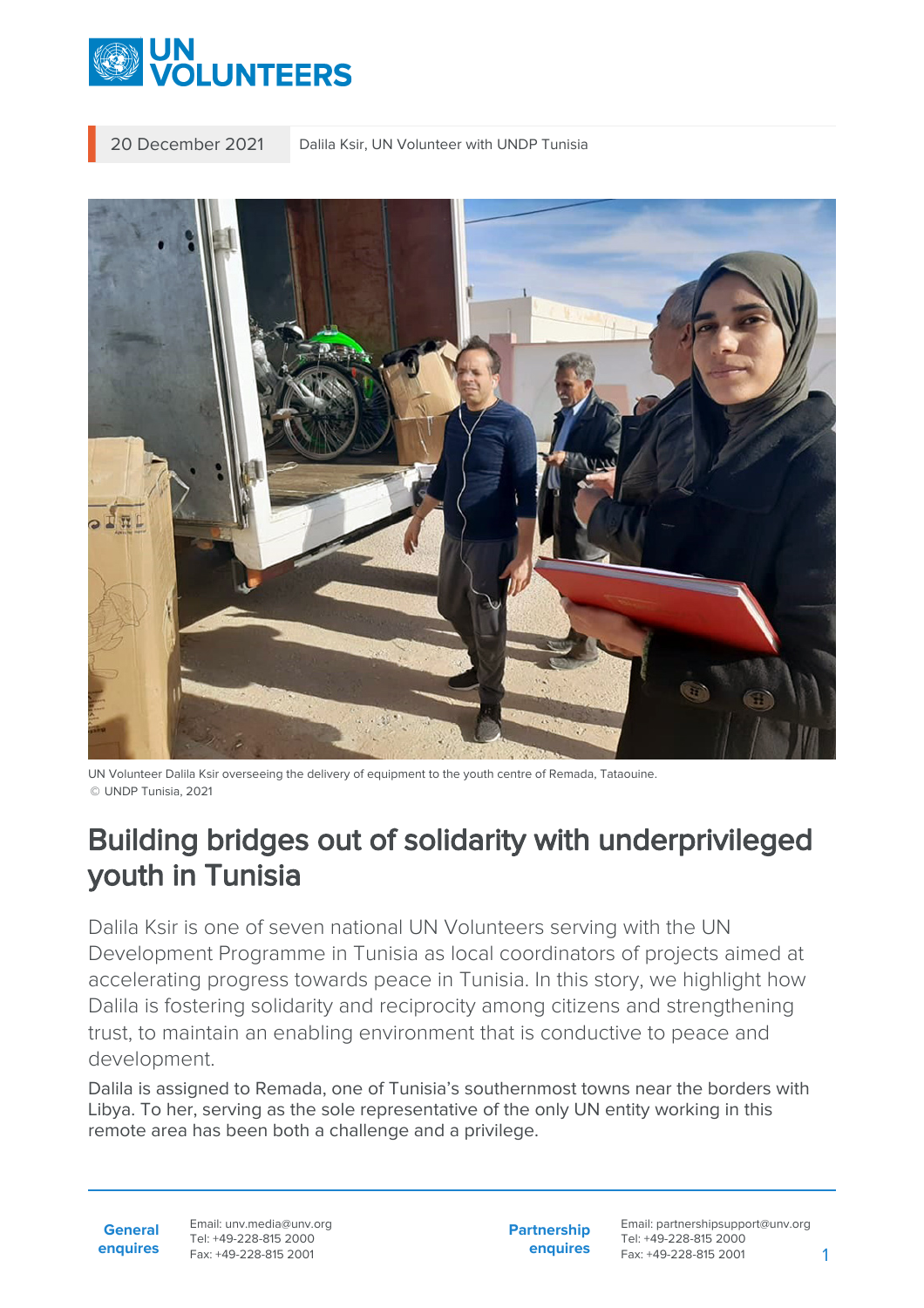20 December 2021 Dalila Ksir, UN Volunteer with UNDP Tunisia

UN Volunteer Dalila Ksir overseeing the delivery of equipment to the youth centre of Remada, Tataouine.
© UNDP Tunisia, 2021

# Building bridges out of solidarity with underprivileged youth in Tunisia

Dalila Ksir is one of seven national UN Volunteers serving with the UN Development Programme in Tunisia as local coordinators of projects aimed at accelerating progress towards peace in Tunisia. In this story, we highlight how Dalila is fostering solidarity and reciprocity among citizens and strengthening trust, to maintain an enabling environment that is conductive to peace and development.

Dalila is assigned to Remada, one of Tunisia's southernmost towns near the borders with Libya. To her, serving as the sole representative of the only UN entity working in this remote area has been both a challenge and a privilege.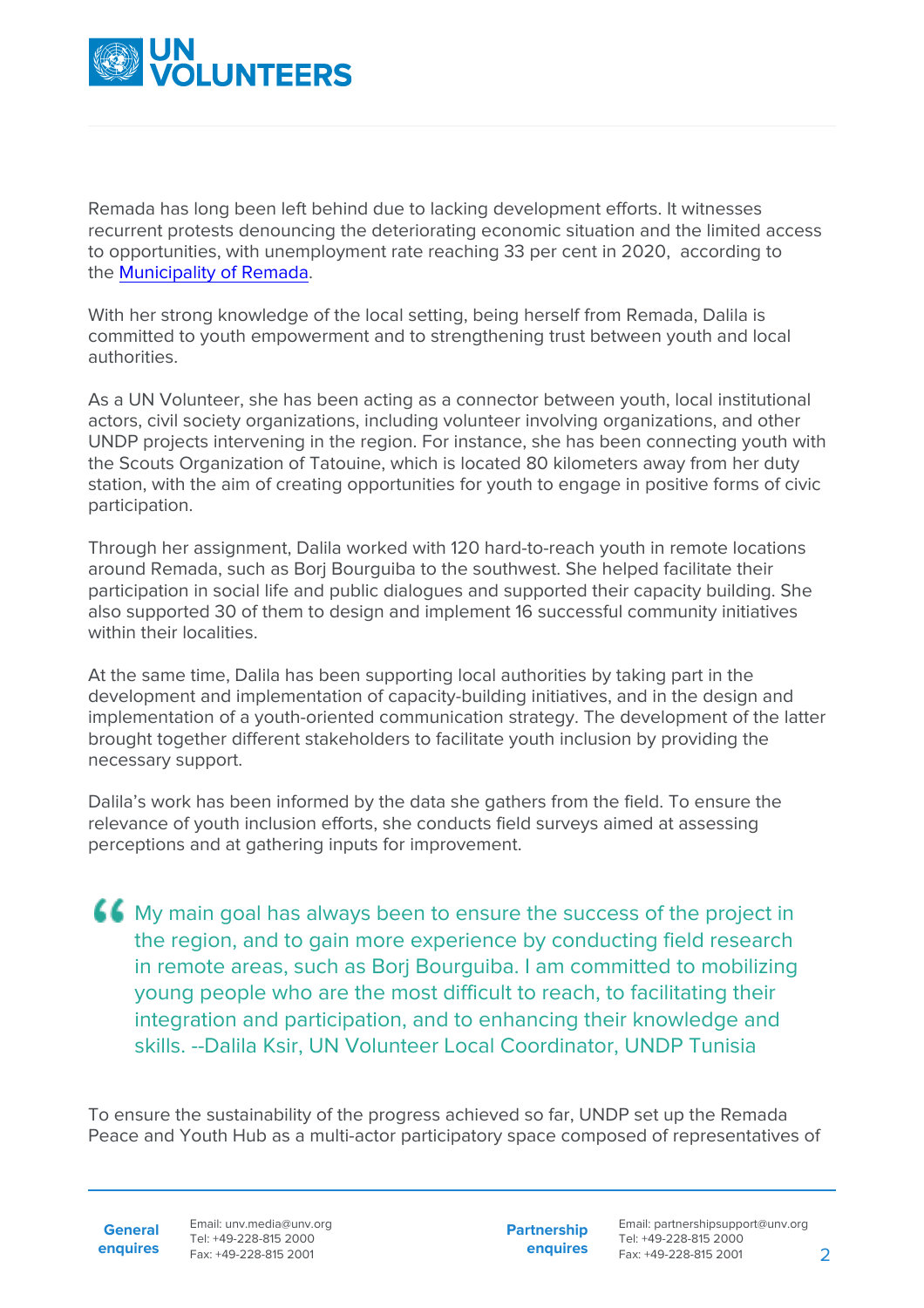Remada has long been left behind due to lacking development efforts. It witnesses recurrent protests denouncing the deteriorating economic situation and the limited access to opportunities, with unemployment rate reaching 33 per cent in 2020, according to the [Municipality of Remada](#).

With her strong knowledge of the local setting, being herself from Remada, Dalila is committed to youth empowerment and to strengthening trust between youth and local authorities.

As a UN Volunteer, she has been acting as a connector between youth, local institutional actors, civil society organizations, including volunteer involving organizations, and other UNDP projects intervening in the region. For instance, she has been connecting youth with the Scouts Organization of Tatouine, which is located 80 kilometers away from her duty station, with the aim of creating opportunities for youth to engage in positive forms of civic participation.

Through her assignment, Dalila worked with 120 hard-to-reach youth in remote locations around Remada, such as Borj Bourguiba to the southwest. She helped facilitate their participation in social life and public dialogues and supported their capacity building. She also supported 30 of them to design and implement 16 successful community initiatives within their localities.

At the same time, Dalila has been supporting local authorities by taking part in the development and implementation of capacity-building initiatives, and in the design and implementation of a youth-oriented communication strategy. The development of the latter brought together different stakeholders to facilitate youth inclusion by providing the necessary support.

Dalila's work has been informed by the data she gathers from the field. To ensure the relevance of youth inclusion efforts, she conducts field surveys aimed at assessing perceptions and at gathering inputs for improvement.

> My main goal has always been to ensure the success of the project in the region, and to gain more experience by conducting field research in remote areas, such as Borj Bourguiba. I am committed to mobilizing young people who are the most difficult to reach, to facilitating their integration and participation, and to enhancing their knowledge and skills. --Dalila Ksir, UN Volunteer Local Coordinator, UNDP Tunisia

To ensure the sustainability of the progress achieved so far, UNDP set up the Remada Peace and Youth Hub as a multi-actor participatory space composed of representatives of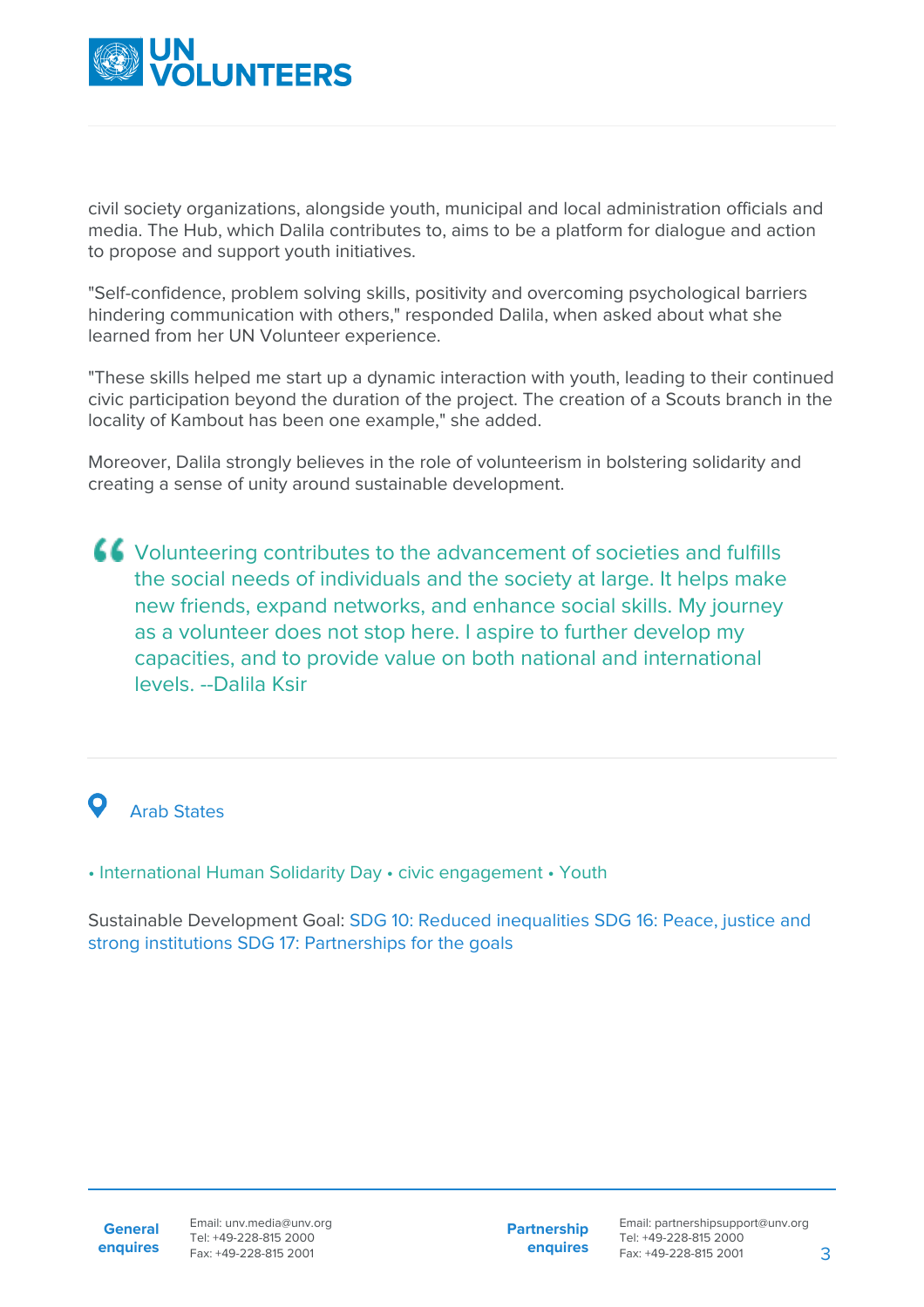civil society organizations, alongside youth, municipal and local administration officials and media. The Hub, which Dalila contributes to, aims to be a platform for dialogue and action to propose and support youth initiatives.

"Self-confidence, problem solving skills, positivity and overcoming psychological barriers hindering communication with others," responded Dalila, when asked about what she learned from her UN Volunteer experience.

"These skills helped me start up a dynamic interaction with youth, leading to their continued civic participation beyond the duration of the project. The creation of a Scouts branch in the locality of Kambout has been one example," she added.

Moreover, Dalila strongly believes in the role of volunteerism in bolstering solidarity and creating a sense of unity around sustainable development.

> Volunteering contributes to the advancement of societies and fulfills the social needs of individuals and the society at large. It helps make new friends, expand networks, and enhance social skills. My journey as a volunteer does not stop here. I aspire to further develop my capacities, and to provide value on both national and international levels. --Dalila Ksir

---

Arab States

• International Human Solidarity Day • civic engagement • Youth

Sustainable Development Goal: SDG 10: Reduced inequalities SDG 16: Peace, justice and strong institutions SDG 17: Partnerships for the goals

---

**General enquires**
Email: unv.media@unv.org
Tel: +49-228-815 2000
Fax: +49-228-815 2001

**Partnership enquires**
Email: partnershipsupport@unv.org
Tel: +49-228-815 2000
Fax: +49-228-815 2001